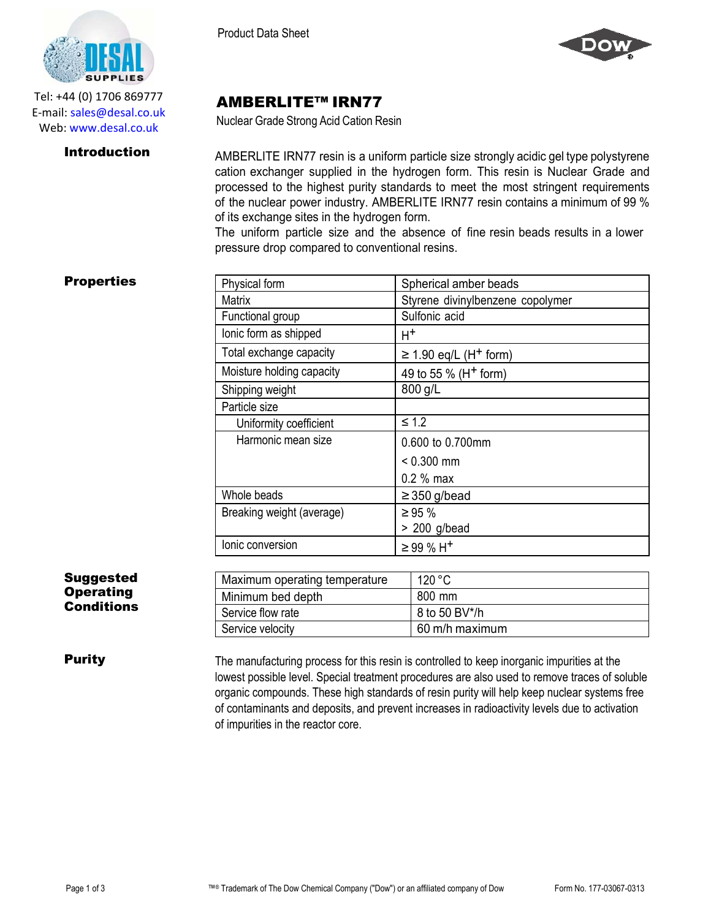Tel: +44 (0) 1706 869777
E-mail: sales@desal.co.uk
Web: www.desal.co.uk

Product Data Sheet

# AMBERLITE™ IRN77

Nuclear Grade Strong Acid Cation Resin

## Introduction

AMBERLITE IRN77 resin is a uniform particle size strongly acidic gel type polystyrene cation exchanger supplied in the hydrogen form. This resin is Nuclear Grade and processed to the highest purity standards to meet the most stringent requirements of the nuclear power industry. AMBERLITE IRN77 resin contains a minimum of 99 % of its exchange sites in the hydrogen form.

The uniform particle size and the absence of fine resin beads results in a lower pressure drop compared to conventional resins.

## Properties

| Property | Value |
|---|---|
| Physical form | Spherical amber beads |
| Matrix | Styrene divinylbenzene copolymer |
| Functional group | Sulfonic acid |
| Ionic form as shipped | $H^+$ |
| Total exchange capacity | ≥ 1.90 eq/L ($H^+$ form) |
| Moisture holding capacity | 49 to 55 % ($H^+$ form) |
| Shipping weight | 800 g/L |
| Particle size | |
| Uniformity coefficient | ≤ 1.2 |
| Harmonic mean size | 0.600 to 0.700mm<br>< 0.300 mm<br>0.2 % max |
| Whole beads | ≥ 350 g/bead |
| Breaking weight (average) | ≥ 95 %<br>> 200 g/bead |
| Ionic conversion | ≥ 99 % $H^+$ |

## Suggested Operating Conditions

| Condition | Value |
|---|---|
| Maximum operating temperature | 120 °C |
| Minimum bed depth | 800 mm |
| Service flow rate | 8 to 50 BV*/h |
| Service velocity | 60 m/h maximum |

## Purity

The manufacturing process for this resin is controlled to keep inorganic impurities at the lowest possible level. Special treatment procedures are also used to remove traces of soluble organic compounds. These high standards of resin purity will help keep nuclear systems free of contaminants and deposits, and prevent increases in radioactivity levels due to activation of impurities in the reactor core.

™® Trademark of The Dow Chemical Company ("Dow") or an affiliated company of Dow

Form No. 177-03067-0313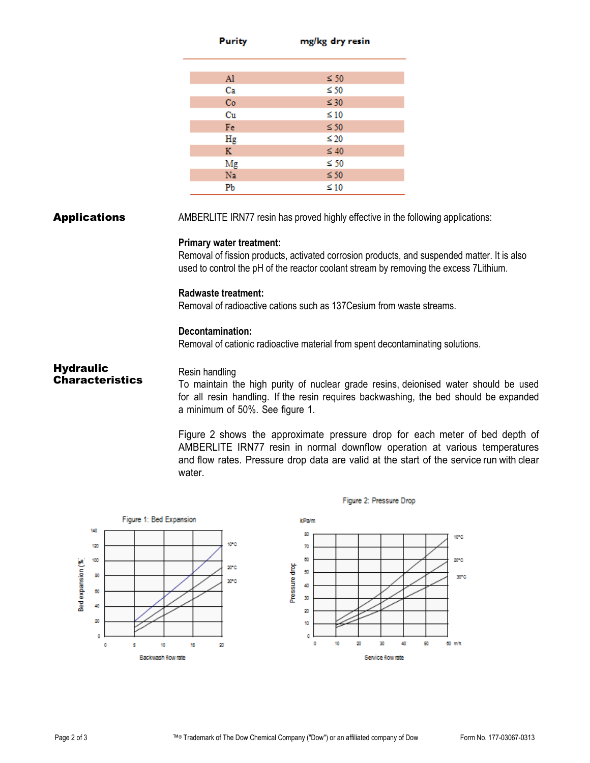| Purity | mg/kg dry resin |
|---|---|
| Al | ≤ 50 |
| Ca | ≤ 50 |
| Co | ≤ 30 |
| Cu | ≤ 10 |
| Fe | ≤ 50 |
| Hg | ≤ 20 |
| K | ≤ 40 |
| Mg | ≤ 50 |
| Na | ≤ 50 |
| Pb | ≤ 10 |

## Applications

AMBERLITE IRN77 resin has proved highly effective in the following applications:

**Primary water treatment:**
Removal of fission products, activated corrosion products, and suspended matter. It is also used to control the pH of the reactor coolant stream by removing the excess 7Lithium.

**Radwaste treatment:**
Removal of radioactive cations such as 137Cesium from waste streams.

**Decontamination:**
Removal of cationic radioactive material from spent decontaminating solutions.

## Hydraulic Characteristics

Resin handling
To maintain the high purity of nuclear grade resins, deionised water should be used for all resin handling. If the resin requires backwashing, the bed should be expanded a minimum of 50%. See figure 1.

Figure 2 shows the approximate pressure drop for each meter of bed depth of AMBERLITE IRN77 resin in normal downflow operation at various temperatures and flow rates. Pressure drop data are valid at the start of the service run with clear water.

Figure 1: Bed Expansion

Figure 2: Pressure Drop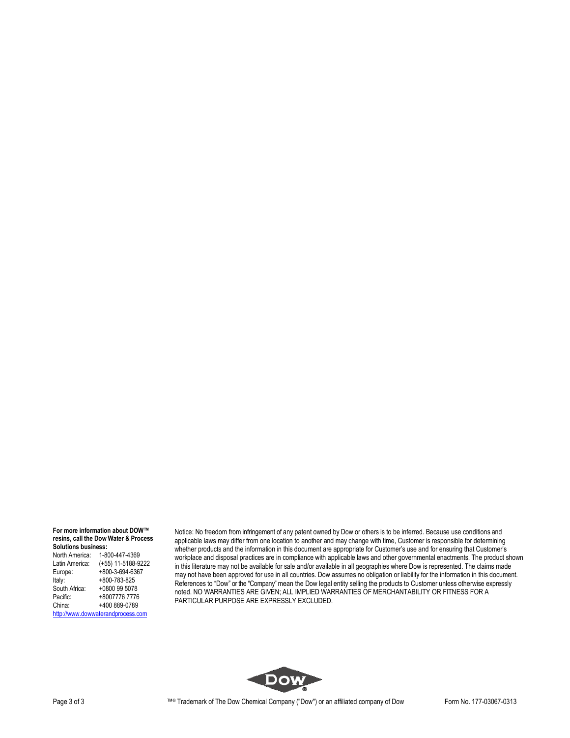**For more information about DOW™ resins, call the Dow Water & Process Solutions business:**

| | |
|---|---|
| North America: | 1-800-447-4369 |
| Latin America: | (+55) 11-5188-9222 |
| Europe: | +800-3-694-6367 |
| Italy: | +800-783-825 |
| South Africa: | +0800 99 5078 |
| Pacific: | +8007776 7776 |
| China: | +400 889-0789 |

http://www.dowwaterandprocess.com

Notice: No freedom from infringement of any patent owned by Dow or others is to be inferred. Because use conditions and applicable laws may differ from one location to another and may change with time, Customer is responsible for determining whether products and the information in this document are appropriate for Customer's use and for ensuring that Customer's workplace and disposal practices are in compliance with applicable laws and other governmental enactments. The product shown in this literature may not be available for sale and/or available in all geographies where Dow is represented. The claims made may not have been approved for use in all countries. Dow assumes no obligation or liability for the information in this document. References to "Dow" or the "Company" mean the Dow legal entity selling the products to Customer unless otherwise expressly noted. NO WARRANTIES ARE GIVEN; ALL IMPLIED WARRANTIES OF MERCHANTABILITY OR FITNESS FOR A PARTICULAR PURPOSE ARE EXPRESSLY EXCLUDED.

™® Trademark of The Dow Chemical Company ("Dow") or an affiliated company of Dow

Form No. 177-03067-0313